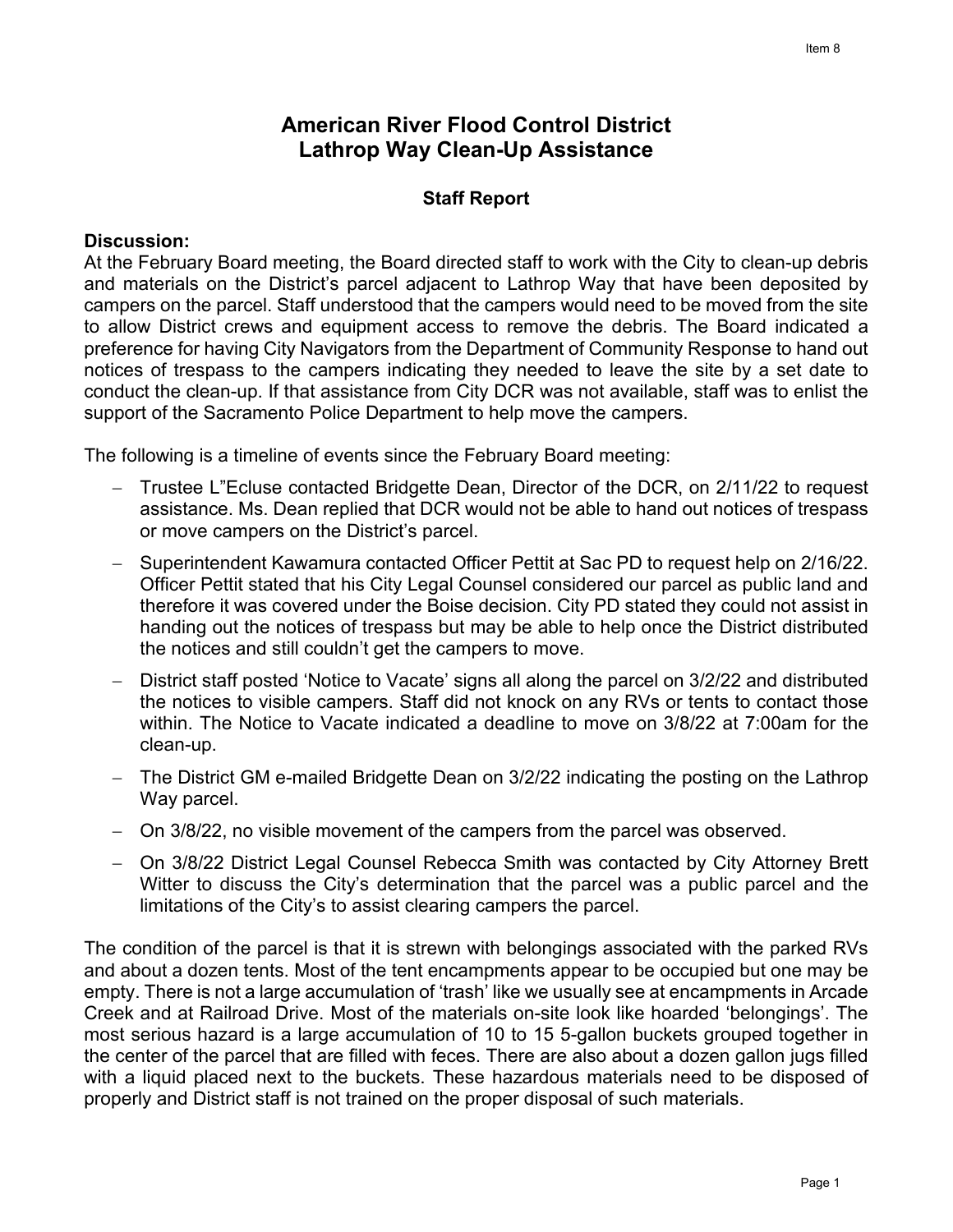# American River Flood Control District
# Lathrop Way Clean-Up Assistance

### Staff Report

**Discussion:**

At the February Board meeting, the Board directed staff to work with the City to clean-up debris and materials on the District's parcel adjacent to Lathrop Way that have been deposited by campers on the parcel. Staff understood that the campers would need to be moved from the site to allow District crews and equipment access to remove the debris. The Board indicated a preference for having City Navigators from the Department of Community Response to hand out notices of trespass to the campers indicating they needed to leave the site by a set date to conduct the clean-up. If that assistance from City DCR was not available, staff was to enlist the support of the Sacramento Police Department to help move the campers.

The following is a timeline of events since the February Board meeting:

- Trustee L"Ecluse contacted Bridgette Dean, Director of the DCR, on 2/11/22 to request assistance. Ms. Dean replied that DCR would not be able to hand out notices of trespass or move campers on the District's parcel.
- Superintendent Kawamura contacted Officer Pettit at Sac PD to request help on 2/16/22. Officer Pettit stated that his City Legal Counsel considered our parcel as public land and therefore it was covered under the Boise decision. City PD stated they could not assist in handing out the notices of trespass but may be able to help once the District distributed the notices and still couldn't get the campers to move.
- District staff posted 'Notice to Vacate' signs all along the parcel on 3/2/22 and distributed the notices to visible campers. Staff did not knock on any RVs or tents to contact those within. The Notice to Vacate indicated a deadline to move on 3/8/22 at 7:00am for the clean-up.
- The District GM e-mailed Bridgette Dean on 3/2/22 indicating the posting on the Lathrop Way parcel.
- On 3/8/22, no visible movement of the campers from the parcel was observed.
- On 3/8/22 District Legal Counsel Rebecca Smith was contacted by City Attorney Brett Witter to discuss the City's determination that the parcel was a public parcel and the limitations of the City's to assist clearing campers the parcel.

The condition of the parcel is that it is strewn with belongings associated with the parked RVs and about a dozen tents. Most of the tent encampments appear to be occupied but one may be empty. There is not a large accumulation of 'trash' like we usually see at encampments in Arcade Creek and at Railroad Drive. Most of the materials on-site look like hoarded 'belongings'. The most serious hazard is a large accumulation of 10 to 15 5-gallon buckets grouped together in the center of the parcel that are filled with feces. There are also about a dozen gallon jugs filled with a liquid placed next to the buckets. These hazardous materials need to be disposed of properly and District staff is not trained on the proper disposal of such materials.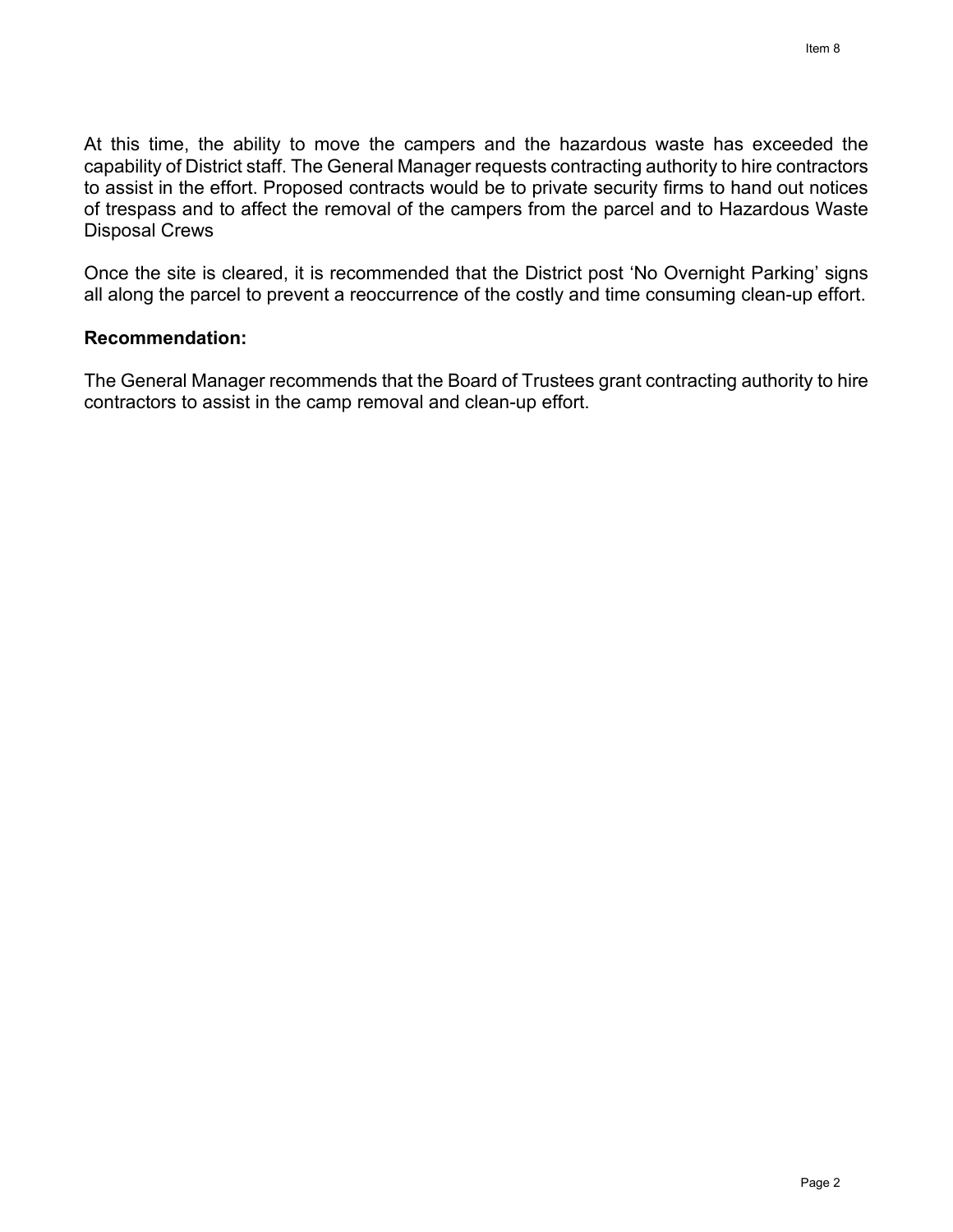At this time, the ability to move the campers and the hazardous waste has exceeded the capability of District staff. The General Manager requests contracting authority to hire contractors to assist in the effort. Proposed contracts would be to private security firms to hand out notices of trespass and to affect the removal of the campers from the parcel and to Hazardous Waste Disposal Crews

Once the site is cleared, it is recommended that the District post 'No Overnight Parking' signs all along the parcel to prevent a reoccurrence of the costly and time consuming clean-up effort.

**Recommendation:**

The General Manager recommends that the Board of Trustees grant contracting authority to hire contractors to assist in the camp removal and clean-up effort.